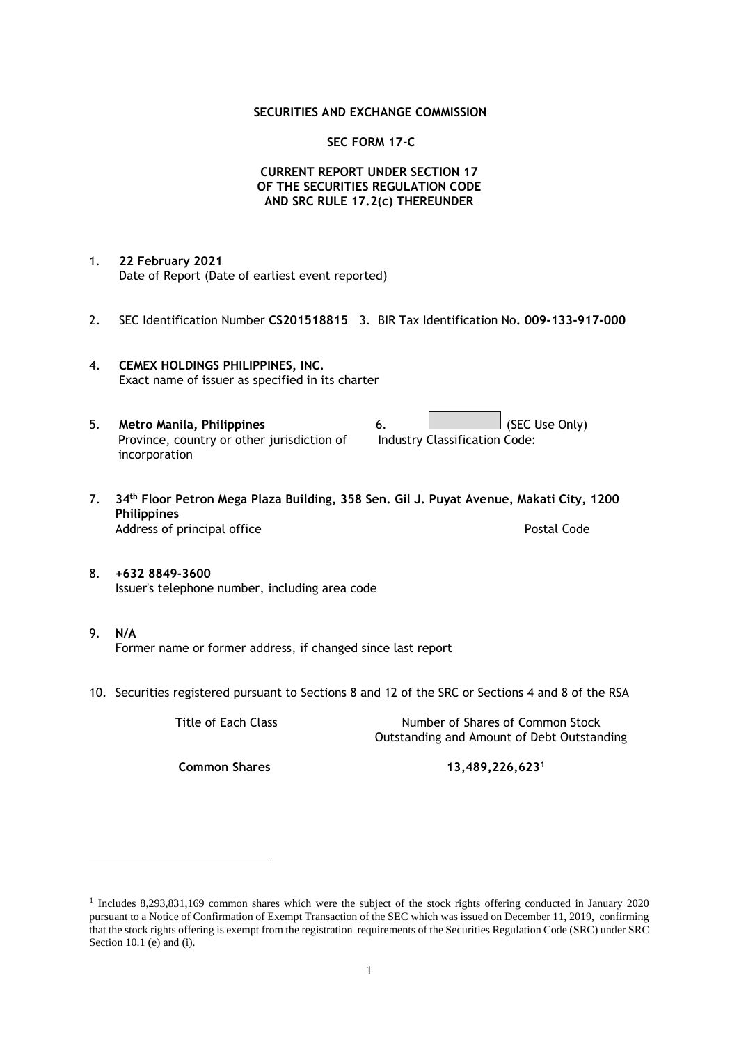**SECURITIES AND EXCHANGE COMMISSION**

**SEC FORM 17-C**

**CURRENT REPORT UNDER SECTION 17**
**OF THE SECURITIES REGULATION CODE**
**AND SRC RULE 17.2(c) THEREUNDER**

1. **22 February 2021**
   Date of Report (Date of earliest event reported)

2. SEC Identification Number **CS201518815** 3. BIR Tax Identification No**. 009-133-917-000**

4. **CEMEX HOLDINGS PHILIPPINES, INC.**
   Exact name of issuer as specified in its charter

5. **Metro Manila, Philippines**
   Province, country or other jurisdiction of incorporation

6. (SEC Use Only)
   Industry Classification Code:

7. **34th Floor Petron Mega Plaza Building, 358 Sen. Gil J. Puyat Avenue, Makati City, 1200 Philippines**
   Address of principal office Postal Code

8. **+632 8849-3600**
   Issuer's telephone number, including area code

9. **N/A**
   Former name or former address, if changed since last report

10. Securities registered pursuant to Sections 8 and 12 of the SRC or Sections 4 and 8 of the RSA

| Title of Each Class | Number of Shares of Common Stock Outstanding and Amount of Debt Outstanding |
|---|---|
| **Common Shares** | **13,489,226,623**[1] |

---

[1] Includes 8,293,831,169 common shares which were the subject of the stock rights offering conducted in January 2020 pursuant to a Notice of Confirmation of Exempt Transaction of the SEC which was issued on December 11, 2019, confirming that the stock rights offering is exempt from the registration requirements of the Securities Regulation Code (SRC) under SRC Section 10.1 (e) and (i).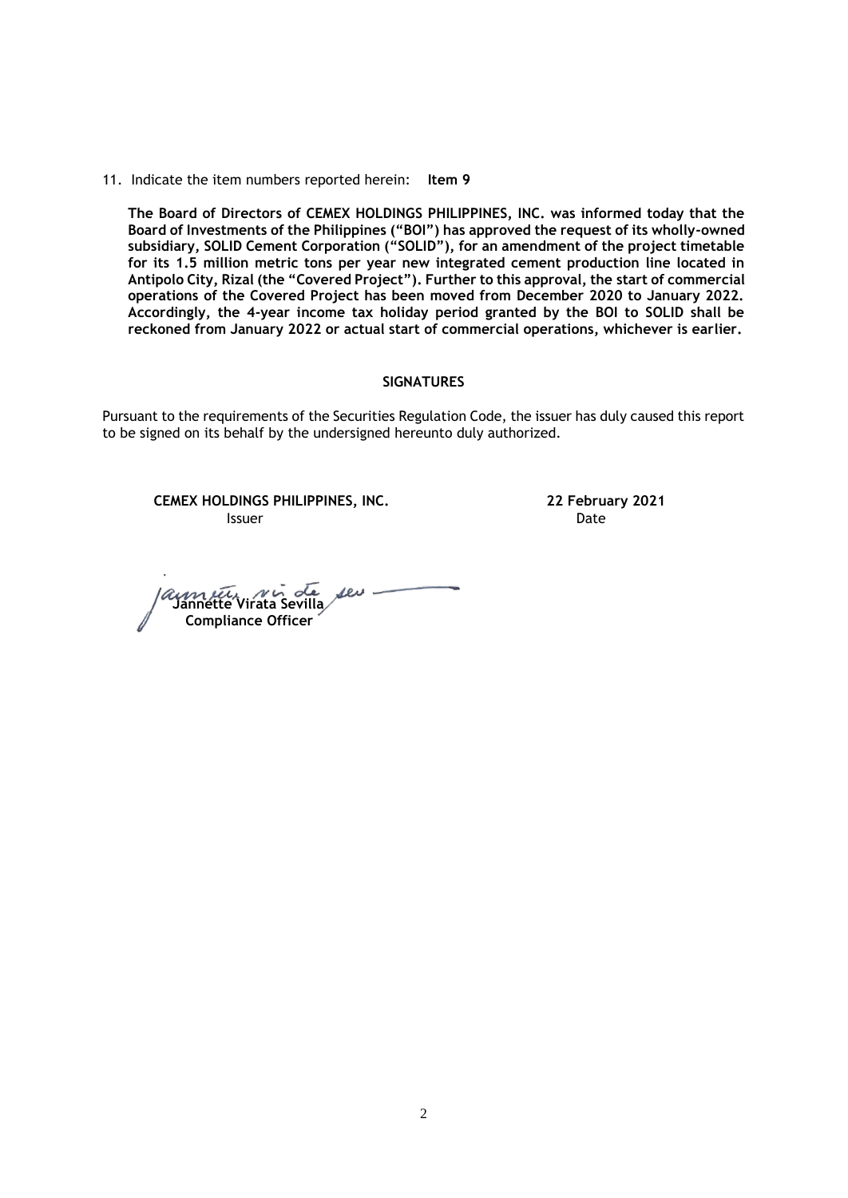11. Indicate the item numbers reported herein: **Item 9**

**The Board of Directors of CEMEX HOLDINGS PHILIPPINES, INC. was informed today that the Board of Investments of the Philippines ("BOI") has approved the request of its wholly-owned subsidiary, SOLID Cement Corporation ("SOLID"), for an amendment of the project timetable for its 1.5 million metric tons per year new integrated cement production line located in Antipolo City, Rizal (the "Covered Project"). Further to this approval, the start of commercial operations of the Covered Project has been moved from December 2020 to January 2022. Accordingly, the 4-year income tax holiday period granted by the BOI to SOLID shall be reckoned from January 2022 or actual start of commercial operations, whichever is earlier.**

**SIGNATURES**

Pursuant to the requirements of the Securities Regulation Code, the issuer has duly caused this report to be signed on its behalf by the undersigned hereunto duly authorized.

| | |
|---|---|
| **CEMEX HOLDINGS PHILIPPINES, INC.** | **22 February 2021** |
| Issuer | Date |

**Jannette Virata Sevilla**
**Compliance Officer**